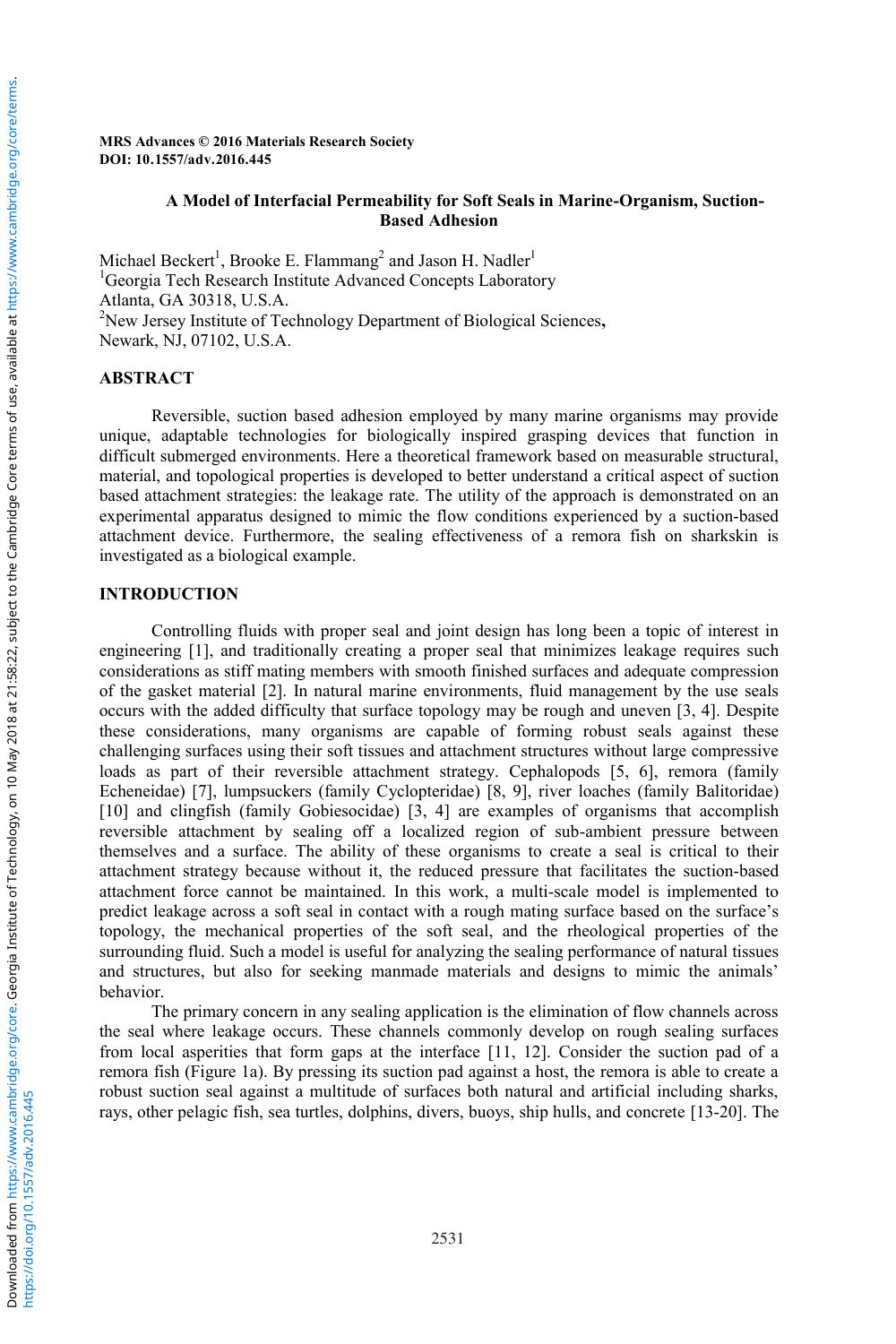MRS Advances © 2016 Materials Research Society
DOI: 10.1557/adv.2016.445

# A Model of Interfacial Permeability for Soft Seals in Marine-Organism, Suction-Based Adhesion

Michael Beckert[1], Brooke E. Flammang[2] and Jason H. Nadler[1]

[1]Georgia Tech Research Institute Advanced Concepts Laboratory
Atlanta, GA 30318, U.S.A.

[2]New Jersey Institute of Technology Department of Biological Sciences,
Newark, NJ, 07102, U.S.A.

## ABSTRACT

Reversible, suction based adhesion employed by many marine organisms may provide unique, adaptable technologies for biologically inspired grasping devices that function in difficult submerged environments. Here a theoretical framework based on measurable structural, material, and topological properties is developed to better understand a critical aspect of suction based attachment strategies: the leakage rate. The utility of the approach is demonstrated on an experimental apparatus designed to mimic the flow conditions experienced by a suction-based attachment device. Furthermore, the sealing effectiveness of a remora fish on sharkskin is investigated as a biological example.

## INTRODUCTION

Controlling fluids with proper seal and joint design has long been a topic of interest in engineering [1], and traditionally creating a proper seal that minimizes leakage requires such considerations as stiff mating members with smooth finished surfaces and adequate compression of the gasket material [2]. In natural marine environments, fluid management by the use seals occurs with the added difficulty that surface topology may be rough and uneven [3, 4]. Despite these considerations, many organisms are capable of forming robust seals against these challenging surfaces using their soft tissues and attachment structures without large compressive loads as part of their reversible attachment strategy. Cephalopods [5, 6], remora (family Echeneidae) [7], lumpsuckers (family Cyclopteridae) [8, 9], river loaches (family Balitoridae) [10] and clingfish (family Gobiesocidae) [3, 4] are examples of organisms that accomplish reversible attachment by sealing off a localized region of sub-ambient pressure between themselves and a surface. The ability of these organisms to create a seal is critical to their attachment strategy because without it, the reduced pressure that facilitates the suction-based attachment force cannot be maintained. In this work, a multi-scale model is implemented to predict leakage across a soft seal in contact with a rough mating surface based on the surface's topology, the mechanical properties of the soft seal, and the rheological properties of the surrounding fluid. Such a model is useful for analyzing the sealing performance of natural tissues and structures, but also for seeking manmade materials and designs to mimic the animals' behavior.

The primary concern in any sealing application is the elimination of flow channels across the seal where leakage occurs. These channels commonly develop on rough sealing surfaces from local asperities that form gaps at the interface [11, 12]. Consider the suction pad of a remora fish (Figure 1a). By pressing its suction pad against a host, the remora is able to create a robust suction seal against a multitude of surfaces both natural and artificial including sharks, rays, other pelagic fish, sea turtles, dolphins, divers, buoys, ship hulls, and concrete [13-20]. The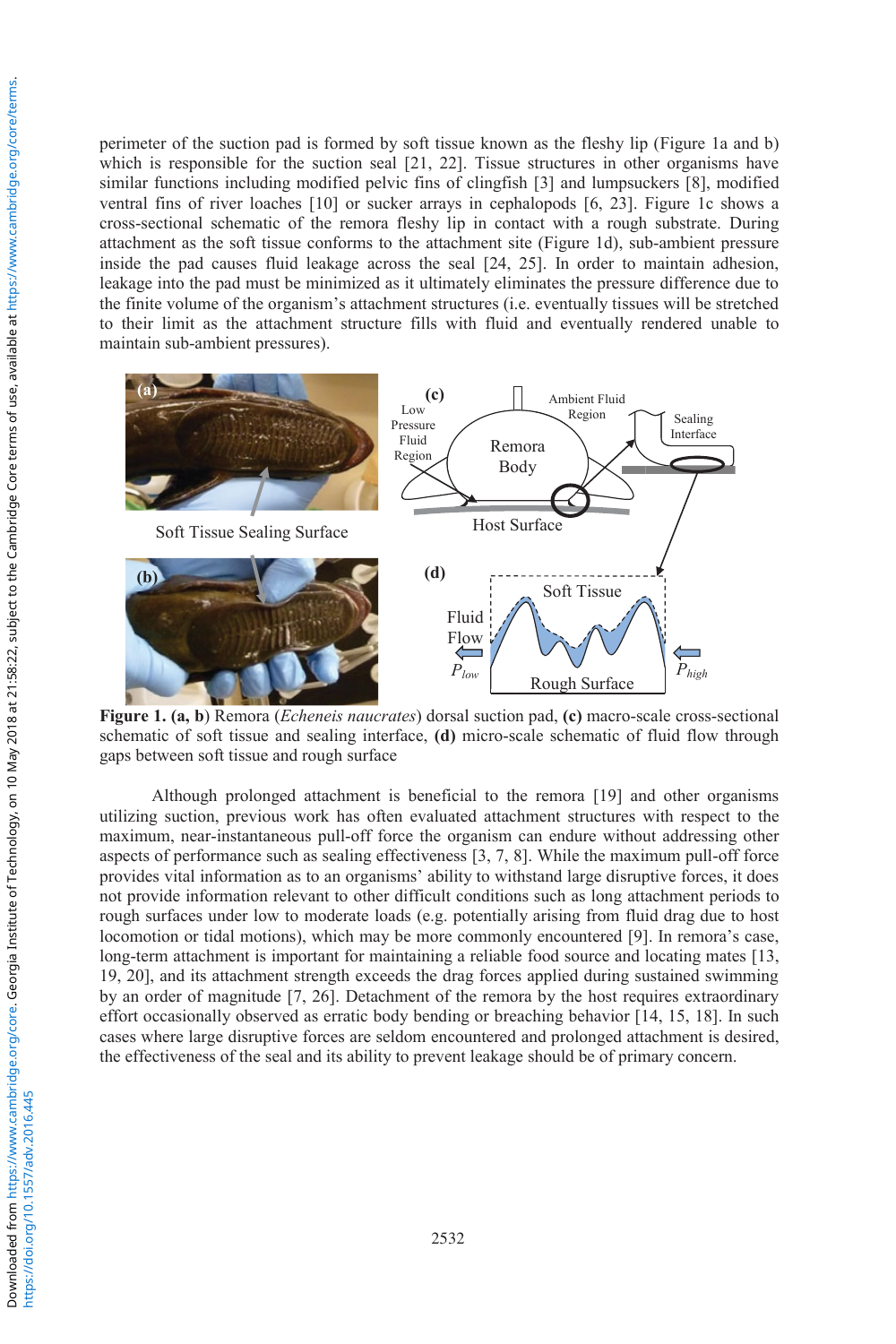perimeter of the suction pad is formed by soft tissue known as the fleshy lip (Figure 1a and b) which is responsible for the suction seal [21, 22]. Tissue structures in other organisms have similar functions including modified pelvic fins of clingfish [3] and lumpsuckers [8], modified ventral fins of river loaches [10] or sucker arrays in cephalopods [6, 23]. Figure 1c shows a cross-sectional schematic of the remora fleshy lip in contact with a rough substrate. During attachment as the soft tissue conforms to the attachment site (Figure 1d), sub-ambient pressure inside the pad causes fluid leakage across the seal [24, 25]. In order to maintain adhesion, leakage into the pad must be minimized as it ultimately eliminates the pressure difference due to the finite volume of the organism's attachment structures (i.e. eventually tissues will be stretched to their limit as the attachment structure fills with fluid and eventually rendered unable to maintain sub-ambient pressures).

**Figure 1. (a, b)** Remora (*Echeneis naucrates*) dorsal suction pad, **(c)** macro-scale cross-sectional schematic of soft tissue and sealing interface, **(d)** micro-scale schematic of fluid flow through gaps between soft tissue and rough surface

Although prolonged attachment is beneficial to the remora [19] and other organisms utilizing suction, previous work has often evaluated attachment structures with respect to the maximum, near-instantaneous pull-off force the organism can endure without addressing other aspects of performance such as sealing effectiveness [3, 7, 8]. While the maximum pull-off force provides vital information as to an organisms' ability to withstand large disruptive forces, it does not provide information relevant to other difficult conditions such as long attachment periods to rough surfaces under low to moderate loads (e.g. potentially arising from fluid drag due to host locomotion or tidal motions), which may be more commonly encountered [9]. In remora's case, long-term attachment is important for maintaining a reliable food source and locating mates [13, 19, 20], and its attachment strength exceeds the drag forces applied during sustained swimming by an order of magnitude [7, 26]. Detachment of the remora by the host requires extraordinary effort occasionally observed as erratic body bending or breaching behavior [14, 15, 18]. In such cases where large disruptive forces are seldom encountered and prolonged attachment is desired, the effectiveness of the seal and its ability to prevent leakage should be of primary concern.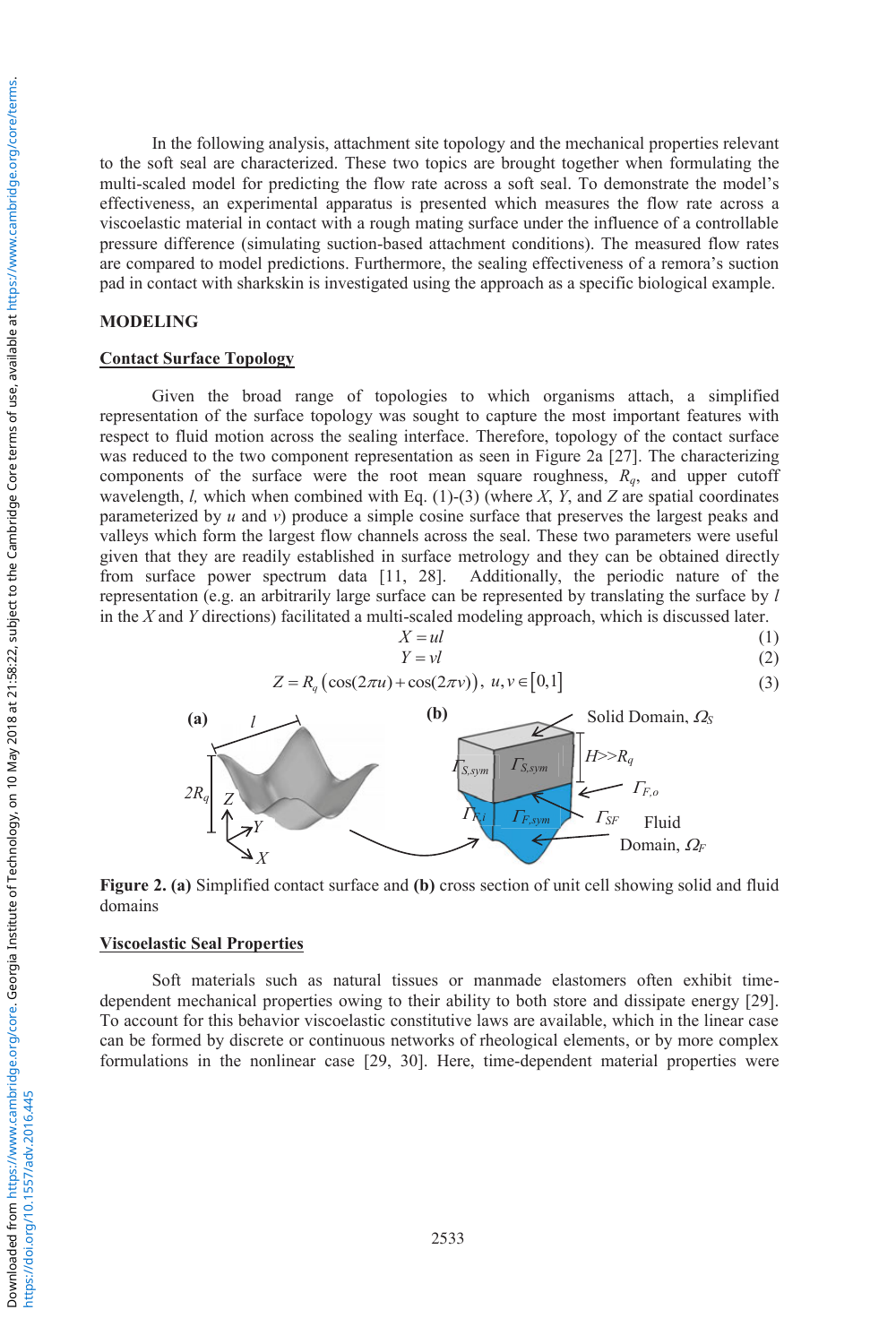In the following analysis, attachment site topology and the mechanical properties relevant to the soft seal are characterized. These two topics are brought together when formulating the multi-scaled model for predicting the flow rate across a soft seal. To demonstrate the model's effectiveness, an experimental apparatus is presented which measures the flow rate across a viscoelastic material in contact with a rough mating surface under the influence of a controllable pressure difference (simulating suction-based attachment conditions). The measured flow rates are compared to model predictions. Furthermore, the sealing effectiveness of a remora's suction pad in contact with sharkskin is investigated using the approach as a specific biological example.

## MODELING

### Contact Surface Topology

Given the broad range of topologies to which organisms attach, a simplified representation of the surface topology was sought to capture the most important features with respect to fluid motion across the sealing interface. Therefore, topology of the contact surface was reduced to the two component representation as seen in Figure 2a [27]. The characterizing components of the surface were the root mean square roughness, $R_q$, and upper cutoff wavelength, $l$, which when combined with Eq. (1)-(3) (where $X$, $Y$, and $Z$ are spatial coordinates parameterized by $u$ and $v$) produce a simple cosine surface that preserves the largest peaks and valleys which form the largest flow channels across the seal. These two parameters were useful given that they are readily established in surface metrology and they can be obtained directly from surface power spectrum data [11, 28]. Additionally, the periodic nature of the representation (e.g. an arbitrarily large surface can be represented by translating the surface by $l$ in the $X$ and $Y$ directions) facilitated a multi-scaled modeling approach, which is discussed later.

$$X = ul \tag{1}$$

$$Y = vl \tag{2}$$

$$Z = R_q\left(\cos(2\pi u) + \cos(2\pi v)\right),\ u, v \in [0,1] \tag{3}$$

**Figure 2. (a)** Simplified contact surface and **(b)** cross section of unit cell showing solid and fluid domains

### Viscoelastic Seal Properties

Soft materials such as natural tissues or manmade elastomers often exhibit time-dependent mechanical properties owing to their ability to both store and dissipate energy [29]. To account for this behavior viscoelastic constitutive laws are available, which in the linear case can be formed by discrete or continuous networks of rheological elements, or by more complex formulations in the nonlinear case [29, 30]. Here, time-dependent material properties were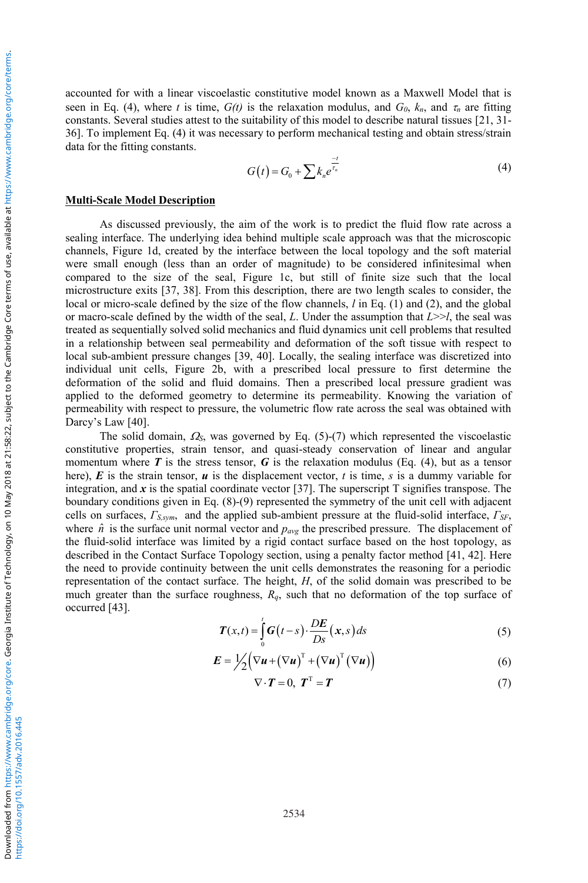accounted for with a linear viscoelastic constitutive model known as a Maxwell Model that is seen in Eq. (4), where $t$ is time, $G(t)$ is the relaxation modulus, and $G_0$, $k_n$, and $\tau_n$ are fitting constants. Several studies attest to the suitability of this model to describe natural tissues [21, 31-36]. To implement Eq. (4) it was necessary to perform mechanical testing and obtain stress/strain data for the fitting constants.

$$G(t) = G_0 + \sum k_n e^{\frac{-t}{\tau_n}} \tag{4}$$

**Multi-Scale Model Description**

As discussed previously, the aim of the work is to predict the fluid flow rate across a sealing interface. The underlying idea behind multiple scale approach was that the microscopic channels, Figure 1d, created by the interface between the local topology and the soft material were small enough (less than an order of magnitude) to be considered infinitesimal when compared to the size of the seal, Figure 1c, but still of finite size such that the local microstructure exits [37, 38]. From this description, there are two length scales to consider, the local or micro-scale defined by the size of the flow channels, $l$ in Eq. (1) and (2), and the global or macro-scale defined by the width of the seal, $L$. Under the assumption that $L$>>$l$, the seal was treated as sequentially solved solid mechanics and fluid dynamics unit cell problems that resulted in a relationship between seal permeability and deformation of the soft tissue with respect to local sub-ambient pressure changes [39, 40]. Locally, the sealing interface was discretized into individual unit cells, Figure 2b, with a prescribed local pressure to first determine the deformation of the solid and fluid domains. Then a prescribed local pressure gradient was applied to the deformed geometry to determine its permeability. Knowing the variation of permeability with respect to pressure, the volumetric flow rate across the seal was obtained with Darcy's Law [40].

The solid domain, $\Omega_S$, was governed by Eq. (5)-(7) which represented the viscoelastic constitutive properties, strain tensor, and quasi-steady conservation of linear and angular momentum where $\boldsymbol{T}$ is the stress tensor, $\boldsymbol{G}$ is the relaxation modulus (Eq. (4), but as a tensor here), $\boldsymbol{E}$ is the strain tensor, $\boldsymbol{u}$ is the displacement vector, $t$ is time, $s$ is a dummy variable for integration, and $\boldsymbol{x}$ is the spatial coordinate vector [37]. The superscript T signifies transpose. The boundary conditions given in Eq. (8)-(9) represented the symmetry of the unit cell with adjacent cells on surfaces, $\Gamma_{S,sym}$, and the applied sub-ambient pressure at the fluid-solid interface, $\Gamma_{SF}$, where $\hat{n}$ is the surface unit normal vector and $p_{avg}$ the prescribed pressure. The displacement of the fluid-solid interface was limited by a rigid contact surface based on the host topology, as described in the Contact Surface Topology section, using a penalty factor method [41, 42]. Here the need to provide continuity between the unit cells demonstrates the reasoning for a periodic representation of the contact surface. The height, $H$, of the solid domain was prescribed to be much greater than the surface roughness, $R_q$, such that no deformation of the top surface of occurred [43].

$$\boldsymbol{T}(x,t) = \int_0^t \boldsymbol{G}(t-s) \cdot \frac{D\boldsymbol{E}}{Ds}(\boldsymbol{x},s)\,ds \tag{5}$$

$$\boldsymbol{E} = \tfrac{1}{2}\left(\nabla\boldsymbol{u} + (\nabla\boldsymbol{u})^{\mathrm{T}} + (\nabla\boldsymbol{u})^{\mathrm{T}}(\nabla\boldsymbol{u})\right) \tag{6}$$

$$\nabla\cdot\boldsymbol{T} = 0,\ \boldsymbol{T}^{\mathrm{T}} = \boldsymbol{T} \tag{7}$$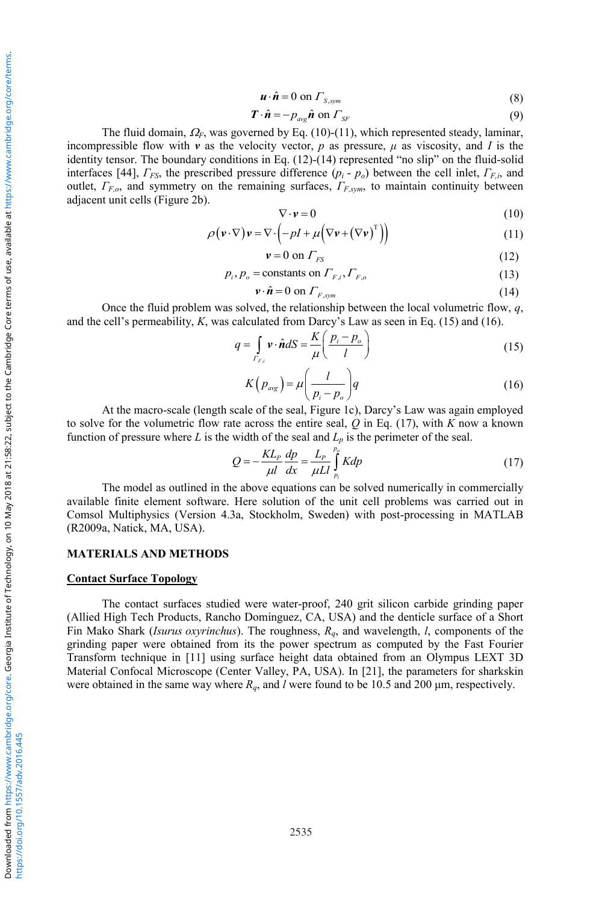$$\boldsymbol{u} \cdot \hat{\boldsymbol{n}} = 0 \text{ on } \Gamma_{S,sym} \tag{8}$$

$$\boldsymbol{T} \cdot \hat{\boldsymbol{n}} = -p_{avg}\hat{\boldsymbol{n}} \text{ on } \Gamma_{SF} \tag{9}$$

The fluid domain, $\Omega_F$, was governed by Eq. (10)-(11), which represented steady, laminar, incompressible flow with $\boldsymbol{v}$ as the velocity vector, $p$ as pressure, $\mu$ as viscosity, and $I$ is the identity tensor. The boundary conditions in Eq. (12)-(14) represented "no slip" on the fluid-solid interfaces [44], $\Gamma_{FS}$, the prescribed pressure difference ($p_i$ - $p_o$) between the cell inlet, $\Gamma_{F,i}$, and outlet, $\Gamma_{F,o}$, and symmetry on the remaining surfaces, $\Gamma_{F,sym}$, to maintain continuity between adjacent unit cells (Figure 2b).

$$\nabla \cdot \boldsymbol{v} = 0 \tag{10}$$

$$\rho(\boldsymbol{v} \cdot \nabla)\boldsymbol{v} = \nabla \cdot \left(-pI + \mu\left(\nabla \boldsymbol{v} + (\nabla \boldsymbol{v})^{\mathrm{T}}\right)\right) \tag{11}$$

$$\boldsymbol{v} = 0 \text{ on } \Gamma_{FS} \tag{12}$$

$$p_i, p_o = \text{constants on } \Gamma_{F,i}, \Gamma_{F,o} \tag{13}$$

$$\boldsymbol{v} \cdot \hat{\boldsymbol{n}} = 0 \text{ on } \Gamma_{F,sym} \tag{14}$$

Once the fluid problem was solved, the relationship between the local volumetric flow, $q$, and the cell's permeability, $K$, was calculated from Darcy's Law as seen in Eq. (15) and (16).

$$q = \int_{\Gamma_{F,i}} \boldsymbol{v} \cdot \hat{\boldsymbol{n}} dS = \frac{K}{\mu}\left(\frac{p_i - p_o}{l}\right) \tag{15}$$

$$K(p_{avg}) = \mu\left(\frac{l}{p_i - p_o}\right)q \tag{16}$$

At the macro-scale (length scale of the seal, Figure 1c), Darcy's Law was again employed to solve for the volumetric flow rate across the entire seal, $Q$ in Eq. (17), with $K$ now a known function of pressure where $L$ is the width of the seal and $L_p$ is the perimeter of the seal.

$$Q = -\frac{KL_P}{\mu l}\frac{dp}{dx} = \frac{L_P}{\mu L l}\int_{p_i}^{p_o} K dp \tag{17}$$

The model as outlined in the above equations can be solved numerically in commercially available finite element software. Here solution of the unit cell problems was carried out in Comsol Multiphysics (Version 4.3a, Stockholm, Sweden) with post-processing in MATLAB (R2009a, Natick, MA, USA).

## MATERIALS AND METHODS

### Contact Surface Topology

The contact surfaces studied were water-proof, 240 grit silicon carbide grinding paper (Allied High Tech Products, Rancho Dominguez, CA, USA) and the denticle surface of a Short Fin Mako Shark (*Isurus oxyrinchus*). The roughness, $R_q$, and wavelength, $l$, components of the grinding paper were obtained from its the power spectrum as computed by the Fast Fourier Transform technique in [11] using surface height data obtained from an Olympus LEXT 3D Material Confocal Microscope (Center Valley, PA, USA). In [21], the parameters for sharkskin were obtained in the same way where $R_q$, and $l$ were found to be 10.5 and 200 μm, respectively.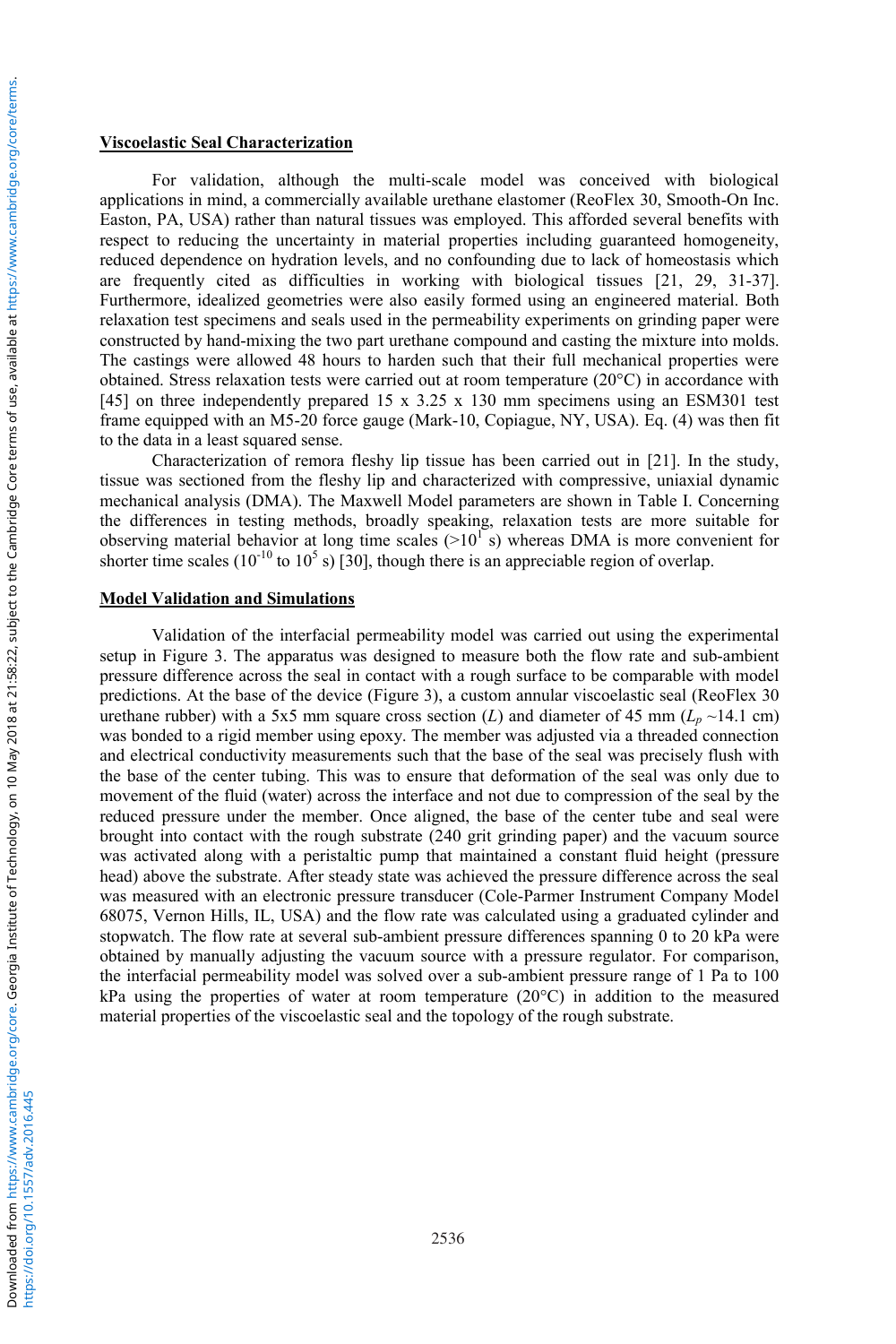## Viscoelastic Seal Characterization

For validation, although the multi-scale model was conceived with biological applications in mind, a commercially available urethane elastomer (ReoFlex 30, Smooth-On Inc. Easton, PA, USA) rather than natural tissues was employed. This afforded several benefits with respect to reducing the uncertainty in material properties including guaranteed homogeneity, reduced dependence on hydration levels, and no confounding due to lack of homeostasis which are frequently cited as difficulties in working with biological tissues [21, 29, 31-37]. Furthermore, idealized geometries were also easily formed using an engineered material. Both relaxation test specimens and seals used in the permeability experiments on grinding paper were constructed by hand-mixing the two part urethane compound and casting the mixture into molds. The castings were allowed 48 hours to harden such that their full mechanical properties were obtained. Stress relaxation tests were carried out at room temperature (20°C) in accordance with [45] on three independently prepared 15 x 3.25 x 130 mm specimens using an ESM301 test frame equipped with an M5-20 force gauge (Mark-10, Copiague, NY, USA). Eq. (4) was then fit to the data in a least squared sense.

Characterization of remora fleshy lip tissue has been carried out in [21]. In the study, tissue was sectioned from the fleshy lip and characterized with compressive, uniaxial dynamic mechanical analysis (DMA). The Maxwell Model parameters are shown in Table I. Concerning the differences in testing methods, broadly speaking, relaxation tests are more suitable for observing material behavior at long time scales ($>10^1$ s) whereas DMA is more convenient for shorter time scales ($10^{-10}$ to $10^5$ s) [30], though there is an appreciable region of overlap.

## Model Validation and Simulations

Validation of the interfacial permeability model was carried out using the experimental setup in Figure 3. The apparatus was designed to measure both the flow rate and sub-ambient pressure difference across the seal in contact with a rough surface to be comparable with model predictions. At the base of the device (Figure 3), a custom annular viscoelastic seal (ReoFlex 30 urethane rubber) with a 5x5 mm square cross section ($L$) and diameter of 45 mm ($L_p$ ~14.1 cm) was bonded to a rigid member using epoxy. The member was adjusted via a threaded connection and electrical conductivity measurements such that the base of the seal was precisely flush with the base of the center tubing. This was to ensure that deformation of the seal was only due to movement of the fluid (water) across the interface and not due to compression of the seal by the reduced pressure under the member. Once aligned, the base of the center tube and seal were brought into contact with the rough substrate (240 grit grinding paper) and the vacuum source was activated along with a peristaltic pump that maintained a constant fluid height (pressure head) above the substrate. After steady state was achieved the pressure difference across the seal was measured with an electronic pressure transducer (Cole-Parmer Instrument Company Model 68075, Vernon Hills, IL, USA) and the flow rate was calculated using a graduated cylinder and stopwatch. The flow rate at several sub-ambient pressure differences spanning 0 to 20 kPa were obtained by manually adjusting the vacuum source with a pressure regulator. For comparison, the interfacial permeability model was solved over a sub-ambient pressure range of 1 Pa to 100 kPa using the properties of water at room temperature (20°C) in addition to the measured material properties of the viscoelastic seal and the topology of the rough substrate.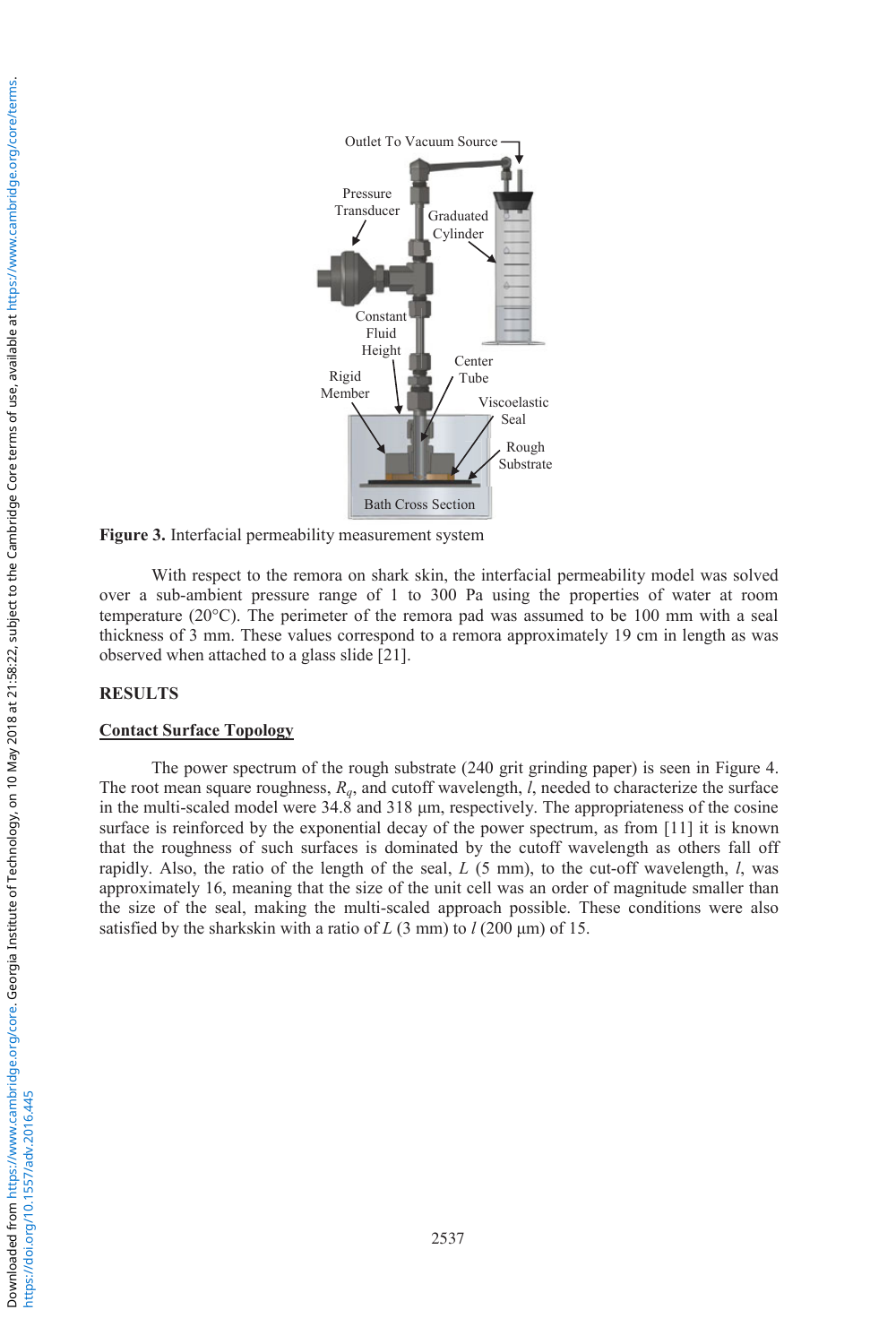Figure 3. Interfacial permeability measurement system

With respect to the remora on shark skin, the interfacial permeability model was solved over a sub-ambient pressure range of 1 to 300 Pa using the properties of water at room temperature (20°C). The perimeter of the remora pad was assumed to be 100 mm with a seal thickness of 3 mm. These values correspond to a remora approximately 19 cm in length as was observed when attached to a glass slide [21].

## RESULTS

### Contact Surface Topology

The power spectrum of the rough substrate (240 grit grinding paper) is seen in Figure 4. The root mean square roughness, $R_q$, and cutoff wavelength, $l$, needed to characterize the surface in the multi-scaled model were 34.8 and 318 µm, respectively. The appropriateness of the cosine surface is reinforced by the exponential decay of the power spectrum, as from [11] it is known that the roughness of such surfaces is dominated by the cutoff wavelength as others fall off rapidly. Also, the ratio of the length of the seal, $L$ (5 mm), to the cut-off wavelength, $l$, was approximately 16, meaning that the size of the unit cell was an order of magnitude smaller than the size of the seal, making the multi-scaled approach possible. These conditions were also satisfied by the sharkskin with a ratio of $L$ (3 mm) to $l$ (200 µm) of 15.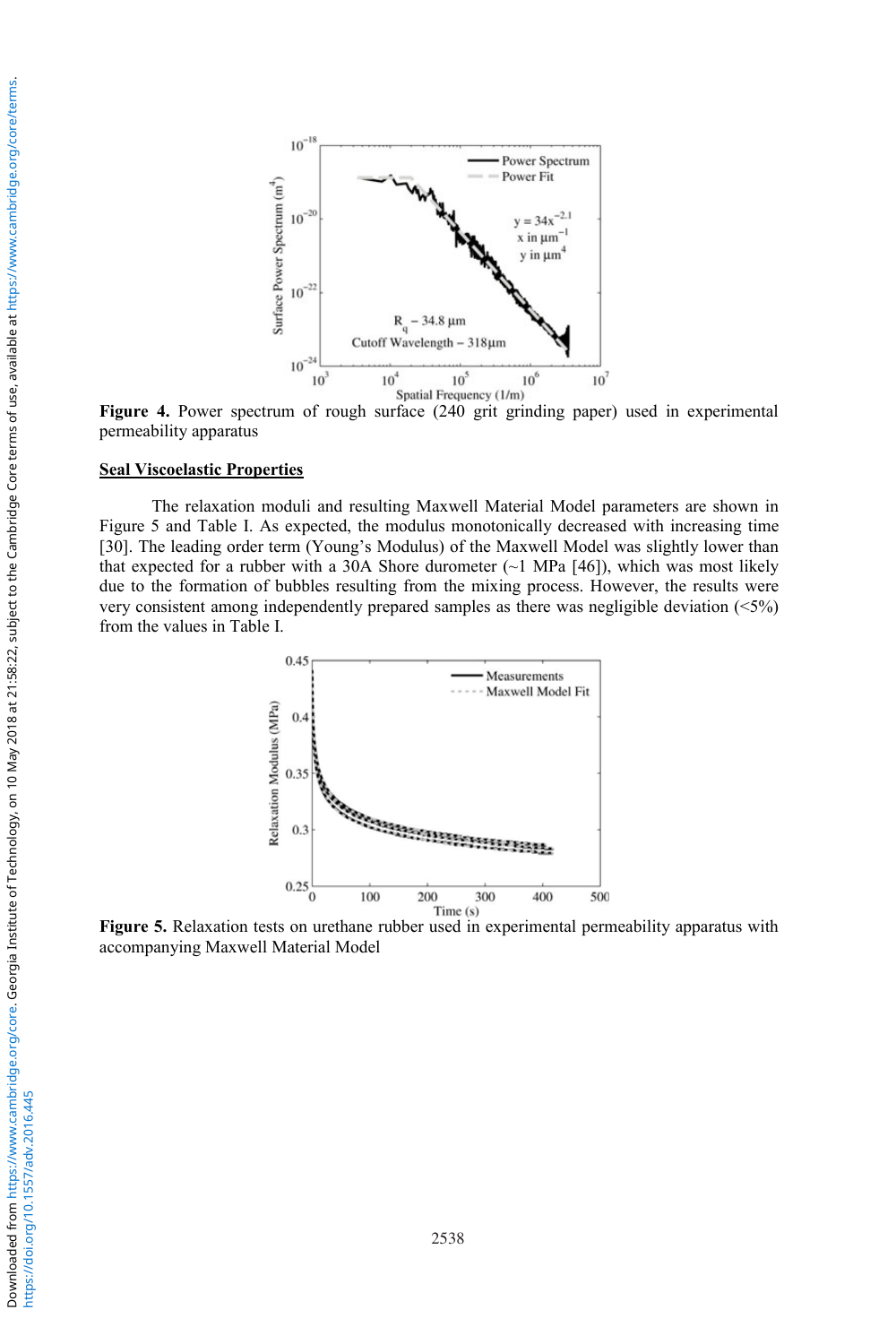**Figure 4.** Power spectrum of rough surface (240 grit grinding paper) used in experimental permeability apparatus

**Seal Viscoelastic Properties**

The relaxation moduli and resulting Maxwell Material Model parameters are shown in Figure 5 and Table I. As expected, the modulus monotonically decreased with increasing time [30]. The leading order term (Young's Modulus) of the Maxwell Model was slightly lower than that expected for a rubber with a 30A Shore durometer (~1 MPa [46]), which was most likely due to the formation of bubbles resulting from the mixing process. However, the results were very consistent among independently prepared samples as there was negligible deviation (<5%) from the values in Table I.

**Figure 5.** Relaxation tests on urethane rubber used in experimental permeability apparatus with accompanying Maxwell Material Model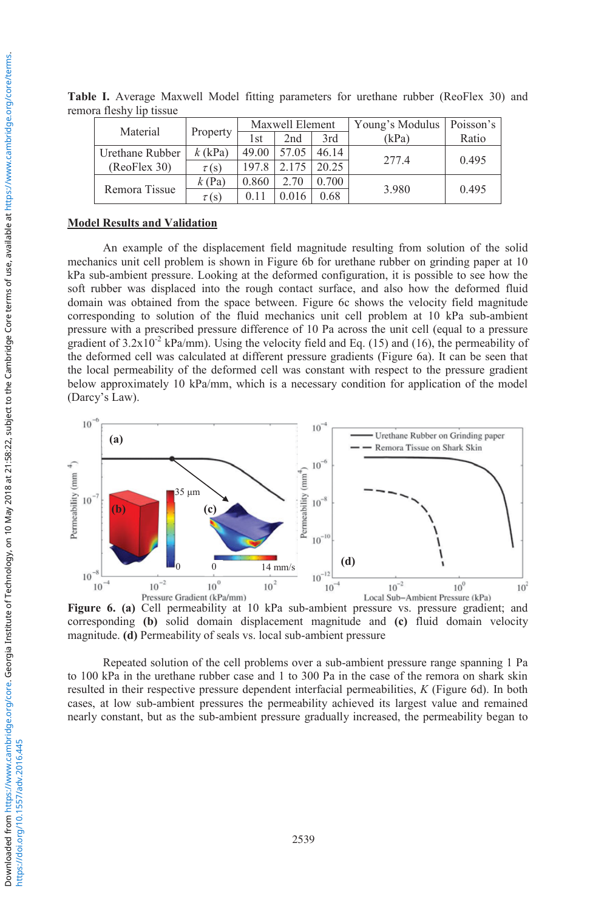**Table I.** Average Maxwell Model fitting parameters for urethane rubber (ReoFlex 30) and remora fleshy lip tissue

| Material | Property | Maxwell Element | | | Young's Modulus (kPa) | Poisson's Ratio |
|---|---|---|---|---|---|---|
| | | 1st | 2nd | 3rd | | |
| Urethane Rubber (ReoFlex 30) | $k$ (kPa) | 49.00 | 57.05 | 46.14 | 277.4 | 0.495 |
| | $\tau$ (s) | 197.8 | 2.175 | 20.25 | | |
| Remora Tissue | $k$ (Pa) | 0.860 | 2.70 | 0.700 | 3.980 | 0.495 |
| | $\tau$ (s) | 0.11 | 0.016 | 0.68 | | |

## Model Results and Validation

An example of the displacement field magnitude resulting from solution of the solid mechanics unit cell problem is shown in Figure 6b for urethane rubber on grinding paper at 10 kPa sub-ambient pressure. Looking at the deformed configuration, it is possible to see how the soft rubber was displaced into the rough contact surface, and also how the deformed fluid domain was obtained from the space between. Figure 6c shows the velocity field magnitude corresponding to solution of the fluid mechanics unit cell problem at 10 kPa sub-ambient pressure with a prescribed pressure difference of 10 Pa across the unit cell (equal to a pressure gradient of $3.2\text{x}10^{-2}$ kPa/mm). Using the velocity field and Eq. (15) and (16), the permeability of the deformed cell was calculated at different pressure gradients (Figure 6a). It can be seen that the local permeability of the deformed cell was constant with respect to the pressure gradient below approximately 10 kPa/mm, which is a necessary condition for application of the model (Darcy's Law).

**Figure 6. (a)** Cell permeability at 10 kPa sub-ambient pressure vs. pressure gradient; and corresponding **(b)** solid domain displacement magnitude and **(c)** fluid domain velocity magnitude. **(d)** Permeability of seals vs. local sub-ambient pressure

Repeated solution of the cell problems over a sub-ambient pressure range spanning 1 Pa to 100 kPa in the urethane rubber case and 1 to 300 Pa in the case of the remora on shark skin resulted in their respective pressure dependent interfacial permeabilities, $K$ (Figure 6d). In both cases, at low sub-ambient pressures the permeability achieved its largest value and remained nearly constant, but as the sub-ambient pressure gradually increased, the permeability began to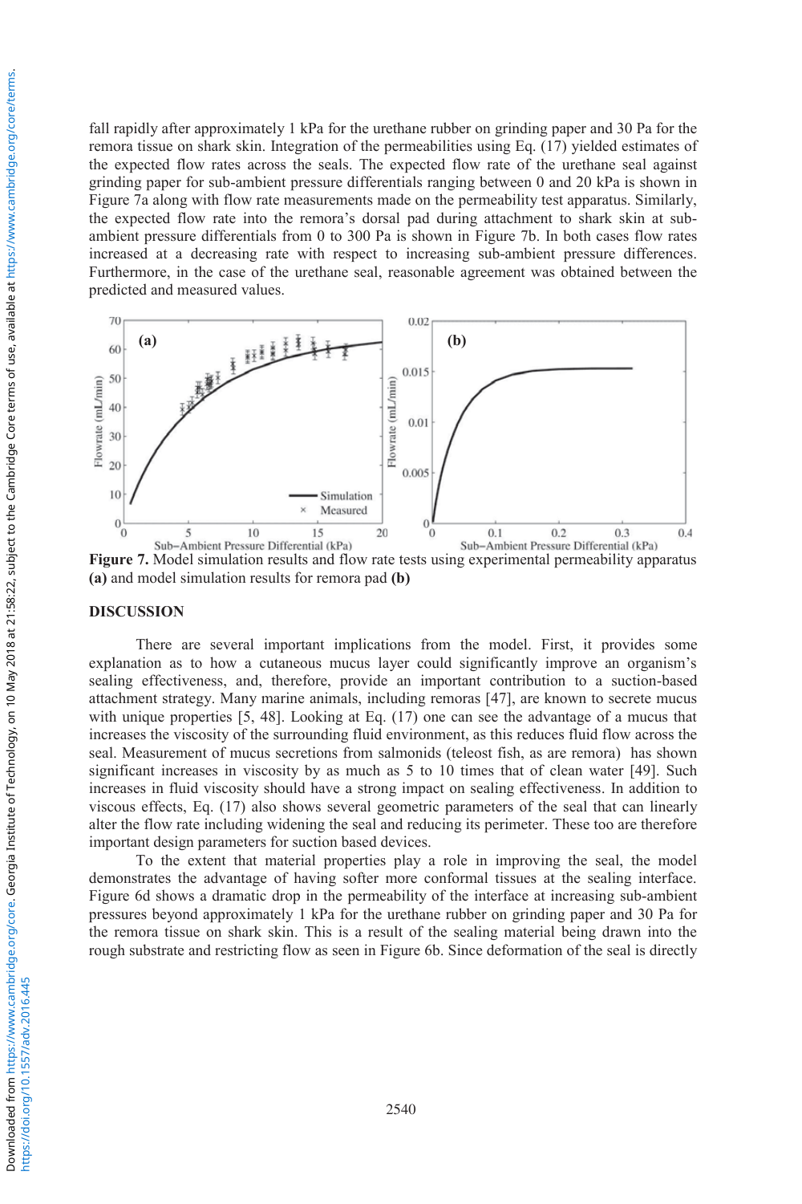fall rapidly after approximately 1 kPa for the urethane rubber on grinding paper and 30 Pa for the remora tissue on shark skin. Integration of the permeabilities using Eq. (17) yielded estimates of the expected flow rates across the seals. The expected flow rate of the urethane seal against grinding paper for sub-ambient pressure differentials ranging between 0 and 20 kPa is shown in Figure 7a along with flow rate measurements made on the permeability test apparatus. Similarly, the expected flow rate into the remora's dorsal pad during attachment to shark skin at sub-ambient pressure differentials from 0 to 300 Pa is shown in Figure 7b. In both cases flow rates increased at a decreasing rate with respect to increasing sub-ambient pressure differences. Furthermore, in the case of the urethane seal, reasonable agreement was obtained between the predicted and measured values.

**Figure 7.** Model simulation results and flow rate tests using experimental permeability apparatus **(a)** and model simulation results for remora pad **(b)**

## DISCUSSION

There are several important implications from the model. First, it provides some explanation as to how a cutaneous mucus layer could significantly improve an organism's sealing effectiveness, and, therefore, provide an important contribution to a suction-based attachment strategy. Many marine animals, including remoras [47], are known to secrete mucus with unique properties [5, 48]. Looking at Eq. (17) one can see the advantage of a mucus that increases the viscosity of the surrounding fluid environment, as this reduces fluid flow across the seal. Measurement of mucus secretions from salmonids (teleost fish, as are remora) has shown significant increases in viscosity by as much as 5 to 10 times that of clean water [49]. Such increases in fluid viscosity should have a strong impact on sealing effectiveness. In addition to viscous effects, Eq. (17) also shows several geometric parameters of the seal that can linearly alter the flow rate including widening the seal and reducing its perimeter. These too are therefore important design parameters for suction based devices.

To the extent that material properties play a role in improving the seal, the model demonstrates the advantage of having softer more conformal tissues at the sealing interface. Figure 6d shows a dramatic drop in the permeability of the interface at increasing sub-ambient pressures beyond approximately 1 kPa for the urethane rubber on grinding paper and 30 Pa for the remora tissue on shark skin. This is a result of the sealing material being drawn into the rough substrate and restricting flow as seen in Figure 6b. Since deformation of the seal is directly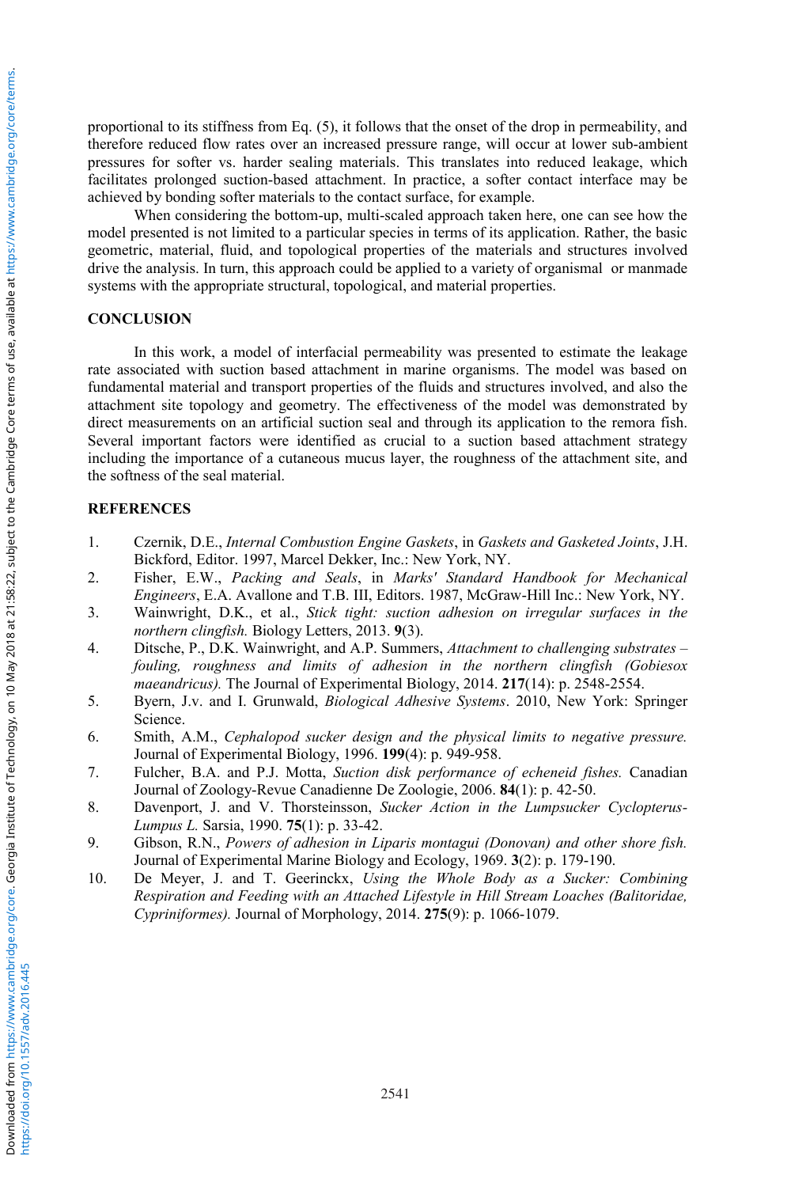proportional to its stiffness from Eq. (5), it follows that the onset of the drop in permeability, and therefore reduced flow rates over an increased pressure range, will occur at lower sub-ambient pressures for softer vs. harder sealing materials. This translates into reduced leakage, which facilitates prolonged suction-based attachment. In practice, a softer contact interface may be achieved by bonding softer materials to the contact surface, for example.

When considering the bottom-up, multi-scaled approach taken here, one can see how the model presented is not limited to a particular species in terms of its application. Rather, the basic geometric, material, fluid, and topological properties of the materials and structures involved drive the analysis. In turn, this approach could be applied to a variety of organismal or manmade systems with the appropriate structural, topological, and material properties.

## CONCLUSION

In this work, a model of interfacial permeability was presented to estimate the leakage rate associated with suction based attachment in marine organisms. The model was based on fundamental material and transport properties of the fluids and structures involved, and also the attachment site topology and geometry. The effectiveness of the model was demonstrated by direct measurements on an artificial suction seal and through its application to the remora fish. Several important factors were identified as crucial to a suction based attachment strategy including the importance of a cutaneous mucus layer, the roughness of the attachment site, and the softness of the seal material.

## REFERENCES

1. Czernik, D.E., *Internal Combustion Engine Gaskets*, in *Gaskets and Gasketed Joints*, J.H. Bickford, Editor. 1997, Marcel Dekker, Inc.: New York, NY.
2. Fisher, E.W., *Packing and Seals*, in *Marks' Standard Handbook for Mechanical Engineers*, E.A. Avallone and T.B. III, Editors. 1987, McGraw-Hill Inc.: New York, NY.
3. Wainwright, D.K., et al., *Stick tight: suction adhesion on irregular surfaces in the northern clingfish.* Biology Letters, 2013. **9**(3).
4. Ditsche, P., D.K. Wainwright, and A.P. Summers, *Attachment to challenging substrates – fouling, roughness and limits of adhesion in the northern clingfish (Gobiesox maeandricus).* The Journal of Experimental Biology, 2014. **217**(14): p. 2548-2554.
5. Byern, J.v. and I. Grunwald, *Biological Adhesive Systems*. 2010, New York: Springer Science.
6. Smith, A.M., *Cephalopod sucker design and the physical limits to negative pressure.* Journal of Experimental Biology, 1996. **199**(4): p. 949-958.
7. Fulcher, B.A. and P.J. Motta, *Suction disk performance of echeneid fishes.* Canadian Journal of Zoology-Revue Canadienne De Zoologie, 2006. **84**(1): p. 42-50.
8. Davenport, J. and V. Thorsteinsson, *Sucker Action in the Lumpsucker Cyclopterus-Lumpus L.* Sarsia, 1990. **75**(1): p. 33-42.
9. Gibson, R.N., *Powers of adhesion in Liparis montagui (Donovan) and other shore fish.* Journal of Experimental Marine Biology and Ecology, 1969. **3**(2): p. 179-190.
10. De Meyer, J. and T. Geerinckx, *Using the Whole Body as a Sucker: Combining Respiration and Feeding with an Attached Lifestyle in Hill Stream Loaches (Balitoridae, Cypriniformes).* Journal of Morphology, 2014. **275**(9): p. 1066-1079.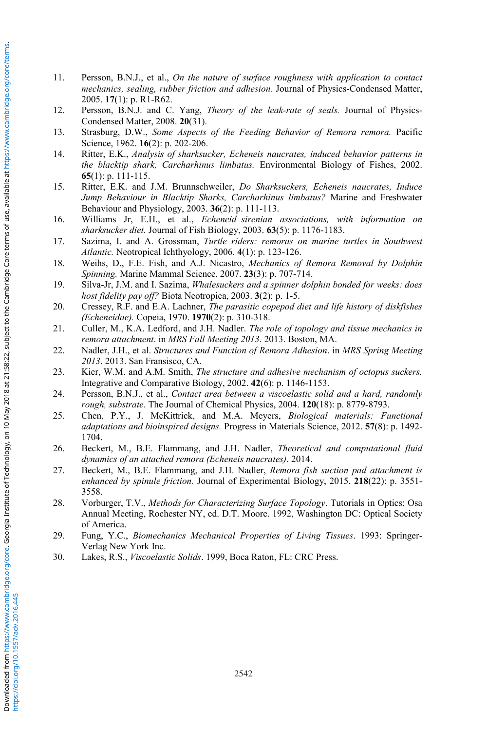11. Persson, B.N.J., et al., *On the nature of surface roughness with application to contact mechanics, sealing, rubber friction and adhesion.* Journal of Physics-Condensed Matter, 2005. **17**(1): p. R1-R62.
12. Persson, B.N.J. and C. Yang, *Theory of the leak-rate of seals.* Journal of Physics-Condensed Matter, 2008. **20**(31).
13. Strasburg, D.W., *Some Aspects of the Feeding Behavior of Remora remora.* Pacific Science, 1962. **16**(2): p. 202-206.
14. Ritter, E.K., *Analysis of sharksucker, Echeneis naucrates, induced behavior patterns in the blacktip shark, Carcharhinus limbatus.* Environmental Biology of Fishes, 2002. **65**(1): p. 111-115.
15. Ritter, E.K. and J.M. Brunnschweiler, *Do Sharksuckers, Echeneis naucrates, Induce Jump Behaviour in Blacktip Sharks, Carcharhinus limbatus?* Marine and Freshwater Behaviour and Physiology, 2003. **36**(2): p. 111-113.
16. Williams Jr, E.H., et al., *Echeneid–sirenian associations, with information on sharksucker diet.* Journal of Fish Biology, 2003. **63**(5): p. 1176-1183.
17. Sazima, I. and A. Grossman, *Turtle riders: remoras on marine turtles in Southwest Atlantic.* Neotropical Ichthyology, 2006. **4**(1): p. 123-126.
18. Weihs, D., F.E. Fish, and A.J. Nicastro, *Mechanics of Remora Removal by Dolphin Spinning.* Marine Mammal Science, 2007. **23**(3): p. 707-714.
19. Silva-Jr, J.M. and I. Sazima, *Whalesuckers and a spinner dolphin bonded for weeks: does host fidelity pay off?* Biota Neotropica, 2003. **3**(2): p. 1-5.
20. Cressey, R.F. and E.A. Lachner, *The parasitic copepod diet and life history of diskfishes (Echeneidae).* Copeia, 1970. **1970**(2): p. 310-318.
21. Culler, M., K.A. Ledford, and J.H. Nadler. *The role of topology and tissue mechanics in remora attachment*. in *MRS Fall Meeting 2013*. 2013. Boston, MA.
22. Nadler, J.H., et al. *Structures and Function of Remora Adhesion*. in *MRS Spring Meeting 2013*. 2013. San Fransisco, CA.
23. Kier, W.M. and A.M. Smith, *The structure and adhesive mechanism of octopus suckers.* Integrative and Comparative Biology, 2002. **42**(6): p. 1146-1153.
24. Persson, B.N.J., et al., *Contact area between a viscoelastic solid and a hard, randomly rough, substrate.* The Journal of Chemical Physics, 2004. **120**(18): p. 8779-8793.
25. Chen, P.Y., J. McKittrick, and M.A. Meyers, *Biological materials: Functional adaptations and bioinspired designs.* Progress in Materials Science, 2012. **57**(8): p. 1492-1704.
26. Beckert, M., B.E. Flammang, and J.H. Nadler, *Theoretical and computational fluid dynamics of an attached remora (Echeneis naucrates)*. 2014.
27. Beckert, M., B.E. Flammang, and J.H. Nadler, *Remora fish suction pad attachment is enhanced by spinule friction.* Journal of Experimental Biology, 2015. **218**(22): p. 3551-3558.
28. Vorburger, T.V., *Methods for Characterizing Surface Topology*. Tutorials in Optics: Osa Annual Meeting, Rochester NY, ed. D.T. Moore. 1992, Washington DC: Optical Society of America.
29. Fung, Y.C., *Biomechanics Mechanical Properties of Living Tissues*. 1993: Springer-Verlag New York Inc.
30. Lakes, R.S., *Viscoelastic Solids*. 1999, Boca Raton, FL: CRC Press.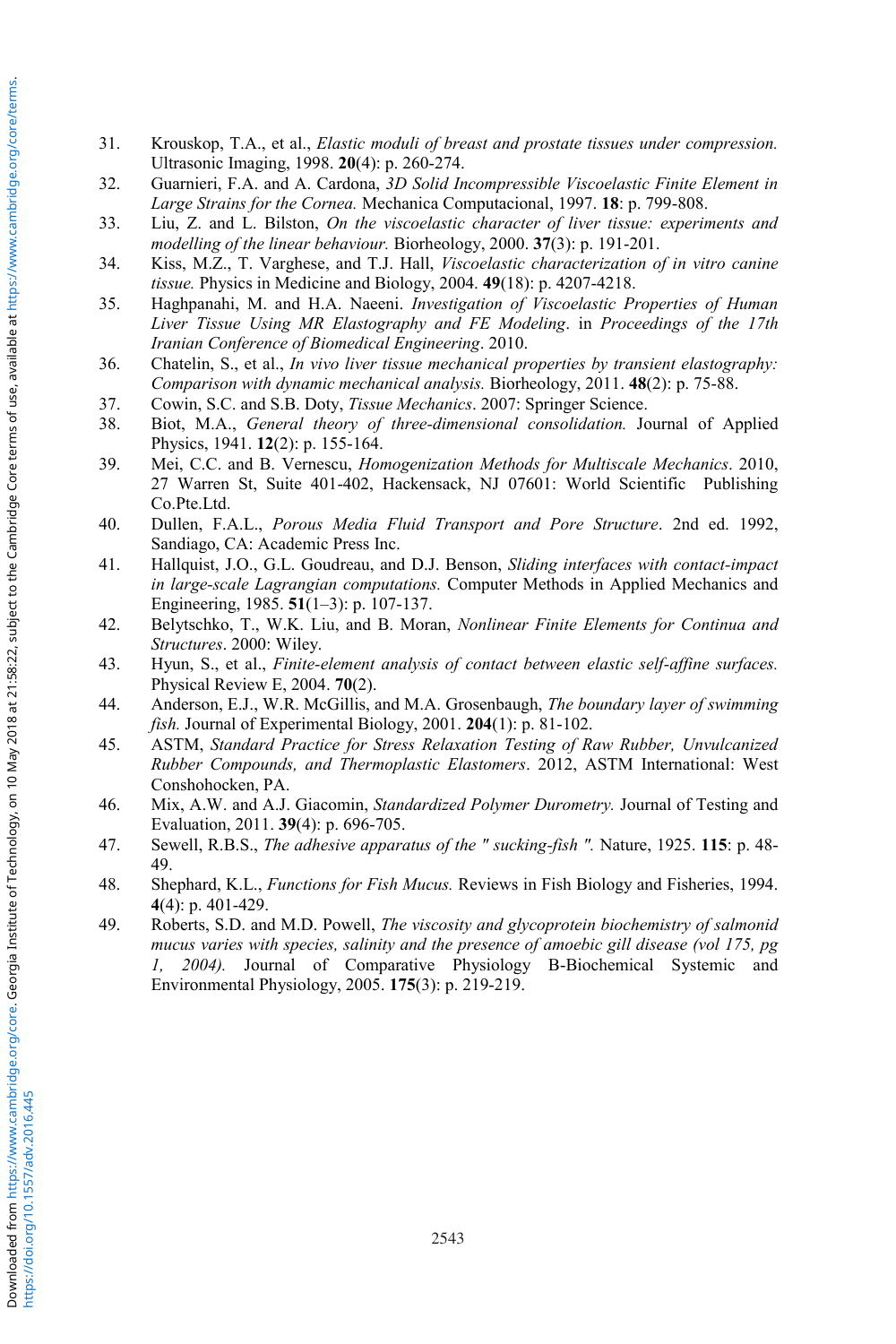31. Krouskop, T.A., et al., *Elastic moduli of breast and prostate tissues under compression.* Ultrasonic Imaging, 1998. **20**(4): p. 260-274.
32. Guarnieri, F.A. and A. Cardona, *3D Solid Incompressible Viscoelastic Finite Element in Large Strains for the Cornea.* Mechanica Computacional, 1997. **18**: p. 799-808.
33. Liu, Z. and L. Bilston, *On the viscoelastic character of liver tissue: experiments and modelling of the linear behaviour.* Biorheology, 2000. **37**(3): p. 191-201.
34. Kiss, M.Z., T. Varghese, and T.J. Hall, *Viscoelastic characterization of in vitro canine tissue.* Physics in Medicine and Biology, 2004. **49**(18): p. 4207-4218.
35. Haghpanahi, M. and H.A. Naeeni. *Investigation of Viscoelastic Properties of Human Liver Tissue Using MR Elastography and FE Modeling*. in *Proceedings of the 17th Iranian Conference of Biomedical Engineering*. 2010.
36. Chatelin, S., et al., *In vivo liver tissue mechanical properties by transient elastography: Comparison with dynamic mechanical analysis.* Biorheology, 2011. **48**(2): p. 75-88.
37. Cowin, S.C. and S.B. Doty, *Tissue Mechanics*. 2007: Springer Science.
38. Biot, M.A., *General theory of three-dimensional consolidation.* Journal of Applied Physics, 1941. **12**(2): p. 155-164.
39. Mei, C.C. and B. Vernescu, *Homogenization Methods for Multiscale Mechanics*. 2010, 27 Warren St, Suite 401-402, Hackensack, NJ 07601: World Scientific Publishing Co.Pte.Ltd.
40. Dullen, F.A.L., *Porous Media Fluid Transport and Pore Structure*. 2nd ed. 1992, Sandiago, CA: Academic Press Inc.
41. Hallquist, J.O., G.L. Goudreau, and D.J. Benson, *Sliding interfaces with contact-impact in large-scale Lagrangian computations.* Computer Methods in Applied Mechanics and Engineering, 1985. **51**(1–3): p. 107-137.
42. Belytschko, T., W.K. Liu, and B. Moran, *Nonlinear Finite Elements for Continua and Structures*. 2000: Wiley.
43. Hyun, S., et al., *Finite-element analysis of contact between elastic self-affine surfaces.* Physical Review E, 2004. **70**(2).
44. Anderson, E.J., W.R. McGillis, and M.A. Grosenbaugh, *The boundary layer of swimming fish.* Journal of Experimental Biology, 2001. **204**(1): p. 81-102.
45. ASTM, *Standard Practice for Stress Relaxation Testing of Raw Rubber, Unvulcanized Rubber Compounds, and Thermoplastic Elastomers*. 2012, ASTM International: West Conshohocken, PA.
46. Mix, A.W. and A.J. Giacomin, *Standardized Polymer Durometry.* Journal of Testing and Evaluation, 2011. **39**(4): p. 696-705.
47. Sewell, R.B.S., *The adhesive apparatus of the " sucking-fish ".* Nature, 1925. **115**: p. 48-49.
48. Shephard, K.L., *Functions for Fish Mucus.* Reviews in Fish Biology and Fisheries, 1994. **4**(4): p. 401-429.
49. Roberts, S.D. and M.D. Powell, *The viscosity and glycoprotein biochemistry of salmonid mucus varies with species, salinity and the presence of amoebic gill disease (vol 175, pg 1, 2004).* Journal of Comparative Physiology B-Biochemical Systemic and Environmental Physiology, 2005. **175**(3): p. 219-219.